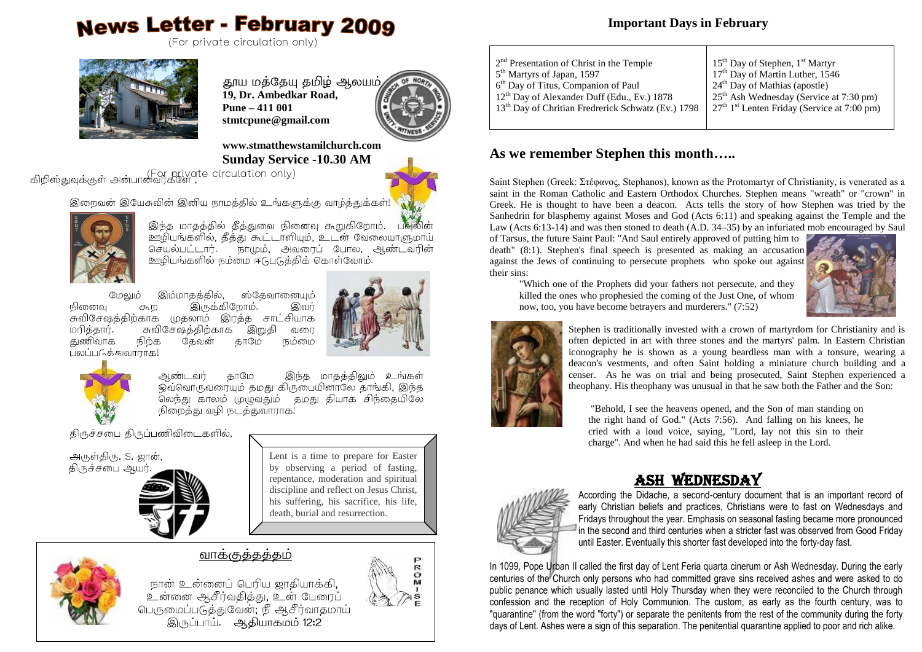# News Letter - February 2009

(For private circulation only)

தூய மத்தேயு தமிழ் ஆலயம்
**19, Dr. Ambedkar Road,**
**Pune – 411 001**
**stmtcpune@gmail.com**

**www.stmatthewstamilchurch.com**
**Sunday Service -10.30 AM**

(For private circulation only)

கிறிஸ்துவுக்குள் அன்பானவர்களே,

இறைவன் இயேசுவின் இனிய நாமத்தில் உங்களுக்கு வாழ்த்துக்கள்!

இந்த மாதத்தில் தீத்துவை நினைவு கூறுகிறோம். பவுலின் ஊழியங்களில், தீத்து கூட்டாளியும், உடன் வேலையாளுமாய் செயல்பட்டார். நாமும், அவரைப் போல, ஆண்டவரின் ஊழியங்களில் நம்மை ஈடுபடுத்திக் கொள்வோம்.

மேலும் இம்மாதத்தில், ஸ்தேவானையும் நினைவு கூற இருக்கிறோம். இவர் சுவிசேஷத்திற்காக முதலாம் இரத்த சாட்சியாக மரித்தார். சுவிசேஷத்திற்காக இறுதி வரை துணிவாக நிற்க தேவன் தாமே நம்மை பலப்படுத்துவாராக!

ஆண்டவர் தாமே இந்த மாதத்திலும் உங்கள் ஒவ்வொருவரையும் தமது கிருபையினாலே தாங்கி, இந்த லெந்து காலம் முழுவதும் தமது தியாக சிந்தையிலே நிறைத்து வழி நடத்துவாராக!

திருச்சபை திருப்பணிவிடைகளில்,

அருள்திரு. S. ஜான்,
திருச்சபை ஆயர்.

Lent is a time to prepare for Easter by observing a period of fasting, repentance, moderation and spiritual discipline and reflect on Jesus Christ, his suffering, his sacrifice, his life, death, burial and resurrection.

## வாக்குத்தத்தம்

நான் உன்னைப் பெரிய ஜாதியாக்கி, உன்னை ஆசீர்வதித்து, உன் பேரைப் பெருமைப்படுத்துவேன்; நீ ஆசீர்வாதமாய் இருப்பாய். ஆதியாகமம் 12:2

PROMISE

## Important Days in February

| | |
|---|---|
| 2nd Presentation of Christ in the Temple | 15th Day of Stephen, 1st Martyr |
| 5th Martyrs of Japan, 1597 | 17th Day of Martin Luther, 1546 |
| 6th Day of Titus, Companion of Paul | 24th Day of Mathias (apostle) |
| 12th Day of Alexander Duff (Edu., Ev.) 1878 | 25th Ash Wednesday (Service at 7:30 pm) |
| 13th Day of Chritian Fredrerick Schwatz (Ev.) 1798 | 27th 1st Lenten Friday (Service at 7:00 pm) |

## As we remember Stephen this month…..

Saint Stephen (Greek: Στέφανος, Stephanos), known as the Protomartyr of Christianity, is venerated as a saint in the Roman Catholic and Eastern Orthodox Churches. Stephen means "wreath" or "crown" in Greek. He is thought to have been a deacon. Acts tells the story of how Stephen was tried by the Sanhedrin for blasphemy against Moses and God (Acts 6:11) and speaking against the Temple and the Law (Acts 6:13-14) and was then stoned to death (A.D. 34–35) by an infuriated mob encouraged by Saul of Tarsus, the future Saint Paul: "And Saul entirely approved of putting him to death" (8:1). Stephen's final speech is presented as making an accusation against the Jews of continuing to persecute prophets who spoke out against their sins:

> "Which one of the Prophets did your fathers not persecute, and they killed the ones who prophesied the coming of the Just One, of whom now, too, you have become betrayers and murderers." (7:52)

Stephen is traditionally invested with a crown of martyrdom for Christianity and is often depicted in art with three stones and the martyrs' palm. In Eastern Christian iconography he is shown as a young beardless man with a tonsure, wearing a deacon's vestments, and often Saint holding a miniature church building and a censer. As he was on trial and being prosecuted, Saint Stephen experienced a theophany. His theophany was unusual in that he saw both the Father and the Son:

> "Behold, I see the heavens opened, and the Son of man standing on the right hand of God." (Acts 7:56). And falling on his knees, he cried with a loud voice, saying, "Lord, lay not this sin to their charge". And when he had said this he fell asleep in the Lord.

## ASH WEDNESDAY

According the Didache, a second-century document that is an important record of early Christian beliefs and practices, Christians were to fast on Wednesdays and Fridays throughout the year. Emphasis on seasonal fasting became more pronounced in the second and third centuries when a stricter fast was observed from Good Friday until Easter. Eventually this shorter fast developed into the forty-day fast.

In 1099, Pope Urban II called the first day of Lent Feria quarta cinerum or Ash Wednesday. During the early centuries of the Church only persons who had committed grave sins received ashes and were asked to do public penance which usually lasted until Holy Thursday when they were reconciled to the Church through confession and the reception of Holy Communion. The custom, as early as the fourth century, was to "quarantine" (from the word "forty") or separate the penitents from the rest of the community during the forty days of Lent. Ashes were a sign of this separation. The penitential quarantine applied to poor and rich alike.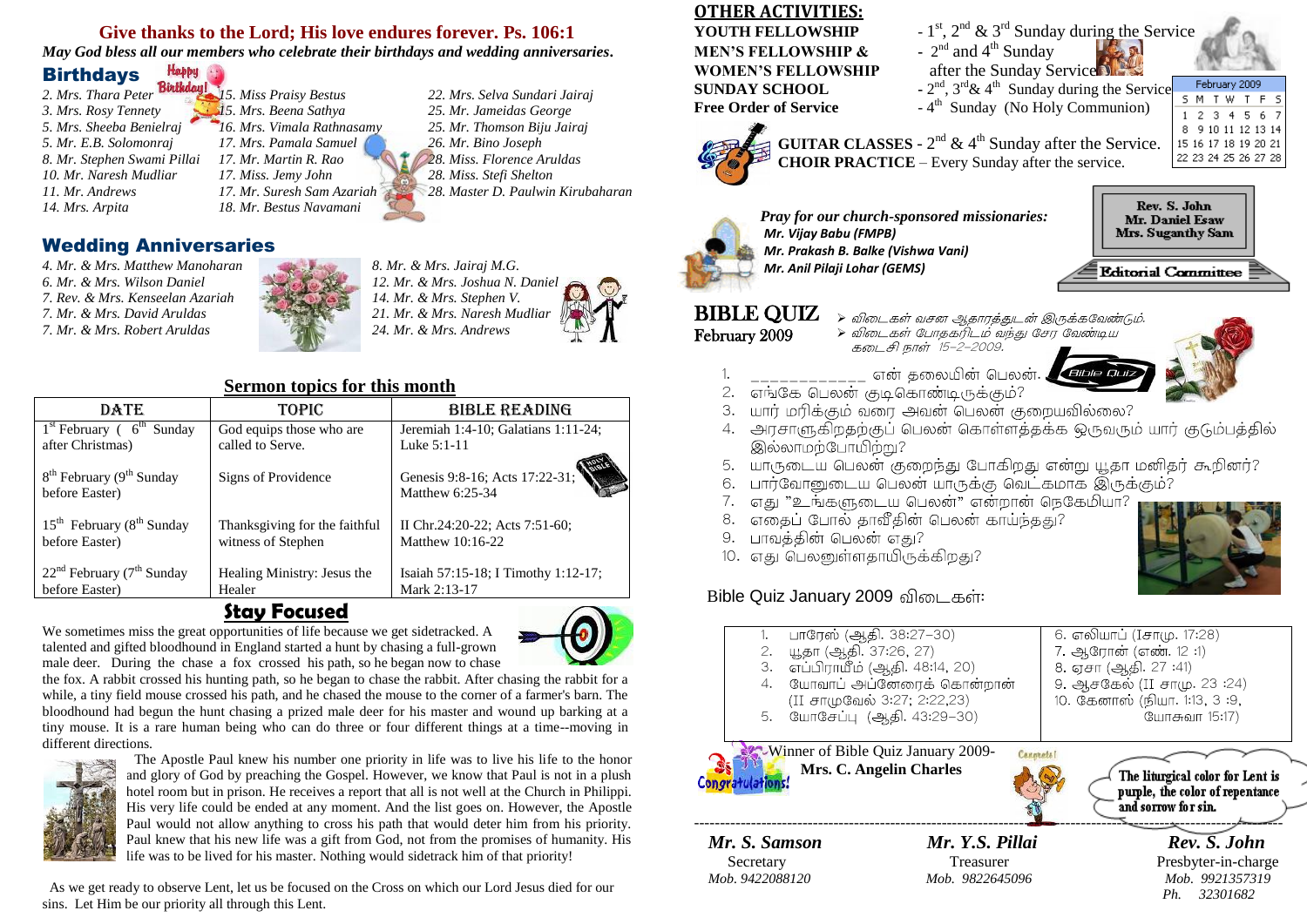## Give thanks to the Lord; His love endures forever. Ps. 106:1

*May God bless all our members who celebrate their birthdays and wedding anniversaries.*

### Birthdays

*2. Mrs. Thara Peter*
*3. Mrs. Rosy Tennety*
*5. Mrs. Sheeba Benielraj*
*5. Mr. E.B. Solomonraj*
*8. Mr. Stephen Swami Pillai*
*10. Mr. Naresh Mudliar*
*11. Mr. Andrews*
*14. Mrs. Arpita*
*15. Miss Praisy Bestus*
*15. Mrs. Beena Sathya*
*16. Mrs. Vimala Rathnasamy*
*17. Mrs. Pamala Samuel*
*17. Mr. Martin R. Rao*
*17. Miss. Jemy John*
*17. Mr. Suresh Sam Azariah*
*18. Mr. Bestus Navamani*
*22. Mrs. Selva Sundari Jairaj*
*25. Mr. Jameidas George*
*25. Mr. Thomson Biju Jairaj*
*26. Mr. Bino Joseph*
*28. Miss. Florence Aruldas*
*28. Miss. Stefi Shelton*
*28. Master D. Paulwin Kirubaharan*

### Wedding Anniversaries

*4. Mr. & Mrs. Matthew Manoharan*
*6. Mr. & Mrs. Wilson Daniel*
*7. Rev. & Mrs. Kenseelan Azariah*
*7. Mr. & Mrs. David Aruldas*
*7. Mr. & Mrs. Robert Aruldas*
*8. Mr. & Mrs. Jairaj M.G.*
*12. Mr. & Mrs. Joshua N. Daniel*
*14. Mr. & Mrs. Stephen V.*
*21. Mr. & Mrs. Naresh Mudliar*
*24. Mr. & Mrs. Andrews*

### Sermon topics for this month

| DATE | TOPIC | BIBLE READING |
|---|---|---|
| 1st February ( 6th Sunday after Christmas) | God equips those who are called to Serve. | Jeremiah 1:4-10; Galatians 1:11-24; Luke 5:1-11 |
| 8th February (9th Sunday before Easter) | Signs of Providence | Genesis 9:8-16; Acts 17:22-31; Matthew 6:25-34 |
| 15th February (8th Sunday before Easter) | Thanksgiving for the faithful witness of Stephen | II Chr.24:20-22; Acts 7:51-60; Matthew 10:16-22 |
| 22nd February (7th Sunday before Easter) | Healing Ministry: Jesus the Healer | Isaiah 57:15-18; I Timothy 1:12-17; Mark 2:13-17 |

### Stay Focused

We sometimes miss the great opportunities of life because we get sidetracked. A talented and gifted bloodhound in England started a hunt by chasing a full-grown male deer. During the chase a fox crossed his path, so he began now to chase the fox. A rabbit crossed his hunting path, so he began to chase the rabbit. After chasing the rabbit for a while, a tiny field mouse crossed his path, and he chased the mouse to the corner of a farmer's barn. The bloodhound had begun the hunt chasing a prized male deer for his master and wound up barking at a tiny mouse. It is a rare human being who can do three or four different things at a time--moving in different directions.

The Apostle Paul knew his number one priority in life was to live his life to the honor and glory of God by preaching the Gospel. However, we know that Paul is not in a plush hotel room but in prison. He receives a report that all is not well at the Church in Philippi. His very life could be ended at any moment. And the list goes on. However, the Apostle Paul would not allow anything to cross his path that would deter him from his priority. Paul knew that his new life was a gift from God, not from the promises of humanity. His life was to be lived for his master. Nothing would sidetrack him of that priority!

As we get ready to observe Lent, let us be focused on the Cross on which our Lord Jesus died for our sins. Let Him be our priority all through this Lent.

### OTHER ACTIVITIES:

**YOUTH FELLOWSHIP** - 1st, 2nd & 3rd Sunday during the Service
**MEN'S FELLOWSHIP & WOMEN'S FELLOWSHIP** - 2nd and 4th Sunday after the Sunday Service
**SUNDAY SCHOOL** - 2nd, 3rd & 4th Sunday during the Service
**Free Order of Service** - 4th Sunday (No Holy Communion)

| February 2009 | | | | | | |
|---|---|---|---|---|---|---|
| S | M | T | W | T | F | S |
| 1 | 2 | 3 | 4 | 5 | 6 | 7 |
| 8 | 9 | 10 | 11 | 12 | 13 | 14 |
| 15 | 16 | 17 | 18 | 19 | 20 | 21 |
| 22 | 23 | 24 | 25 | 26 | 27 | 28 |

**GUITAR CLASSES** - 2nd & 4th Sunday after the Service.
**CHOIR PRACTICE** – Every Sunday after the service.

***Pray for our church-sponsored missionaries:***
***Mr. Vijay Babu (FMPB)***
***Mr. Prakash B. Balke (Vishwa Vani)***
***Mr. Anil Pilaji Lohar (GEMS)***

**Rev. S. John**
**Mr. Daniel Esaw**
**Mrs. Suganthy Sam**
**Editorial Committee**

### BIBLE QUIZ
**February 2009**

- விடைகள் வசன ஆதாரத்துடன் இருக்கவேண்டும்.
- விடைகள் போதகரிடம் வந்து சேர வேண்டிய கடைசி நாள் 15-2-2009.

1. ___________ என் தலையின் பெலன்.
2. எங்கே பெலன் குடிகொண்டிருக்கும்?
3. யார் மரிக்கும் வரை அவன் பெலன் குறையவில்லை?
4. அரசாளுகிறதற்குப் பெலன் கொள்ளத்தக்க ஒருவரும் யார் குடும்பத்தில் இல்லாமற்போயிற்று?
5. யாருடைய பெலன் குறைந்து போகிறது என்று யூதா மனிதர் கூறினர்?
6. பார்வோனுடைய பெலன் யாருக்கு வெட்கமாக இருக்கும்?
7. எது "உங்களுடைய பெலன்" என்றான் நெகேமியா?
8. எதைப் போல் தாவீதின் பெலன் காய்ந்தது?
9. பாவத்தின் பெலன் எது?
10. எது பெலனுள்ளதாயிருக்கிறது?

Bible Quiz January 2009 விடைகள்:

| | |
|---|---|
| 1. பாரேஸ் (ஆதி. 38:27-30) | 6. எலியாப் (Iசாமு. 17:28) |
| 2. யூதா (ஆதி. 37:26, 27) | 7. ஆரோன் (எண். 12 :1) |
| 3. எப்பிராயீம் (ஆதி. 48:14, 20) | 8. ஏசா (ஆதி. 27 :41) |
| 4. யோவாப் அப்னேரைக் கொன்றான் (II சாமுவேல் 3:27; 2:22,23) | 9. ஆசகேல் (II சாமு. 23 :24) |
| 5. யோசேப்பு (ஆதி. 43:29-30) | 10. கேனாஸ் (நியா. 1:13, 3 :9, யோசுவா 15:17) |

Winner of Bible Quiz January 2009-
**Mrs. C. Angelin Charles**

Congratulations!

**The liturgical color for Lent is purple, the color of repentance and sorrow for sin.**

***Mr. S. Samson***
Secretary
*Mob. 9422088120*

***Mr. Y.S. Pillai***
Treasurer
*Mob. 9822645096*

***Rev. S. John***
Presbyter-in-charge
*Mob. 9921357319*
*Ph. 32301682*